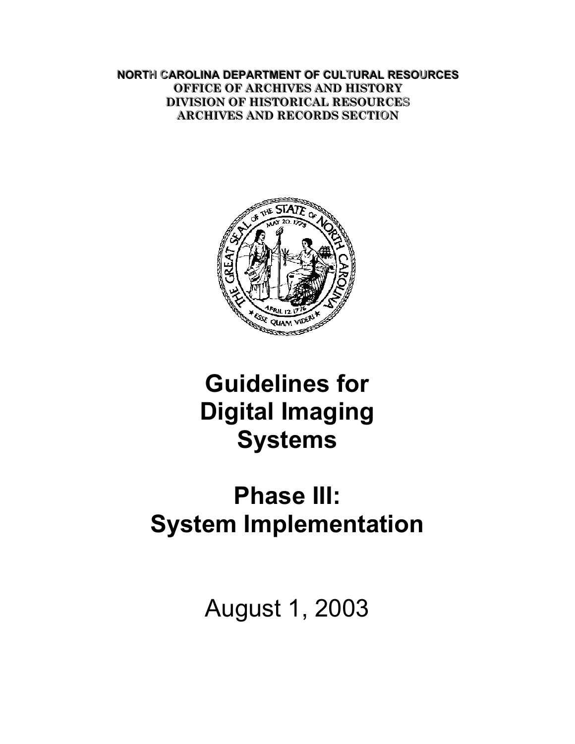**NORTH CAROLINA DEPARTMENT OF CULTURAL RESOURCES**
**OFFICE OF ARCHIVES AND HISTORY**
**DIVISION OF HISTORICAL RESOURCES**
**ARCHIVES AND RECORDS SECTION**

# Guidelines for Digital Imaging Systems

# Phase III: System Implementation

August 1, 2003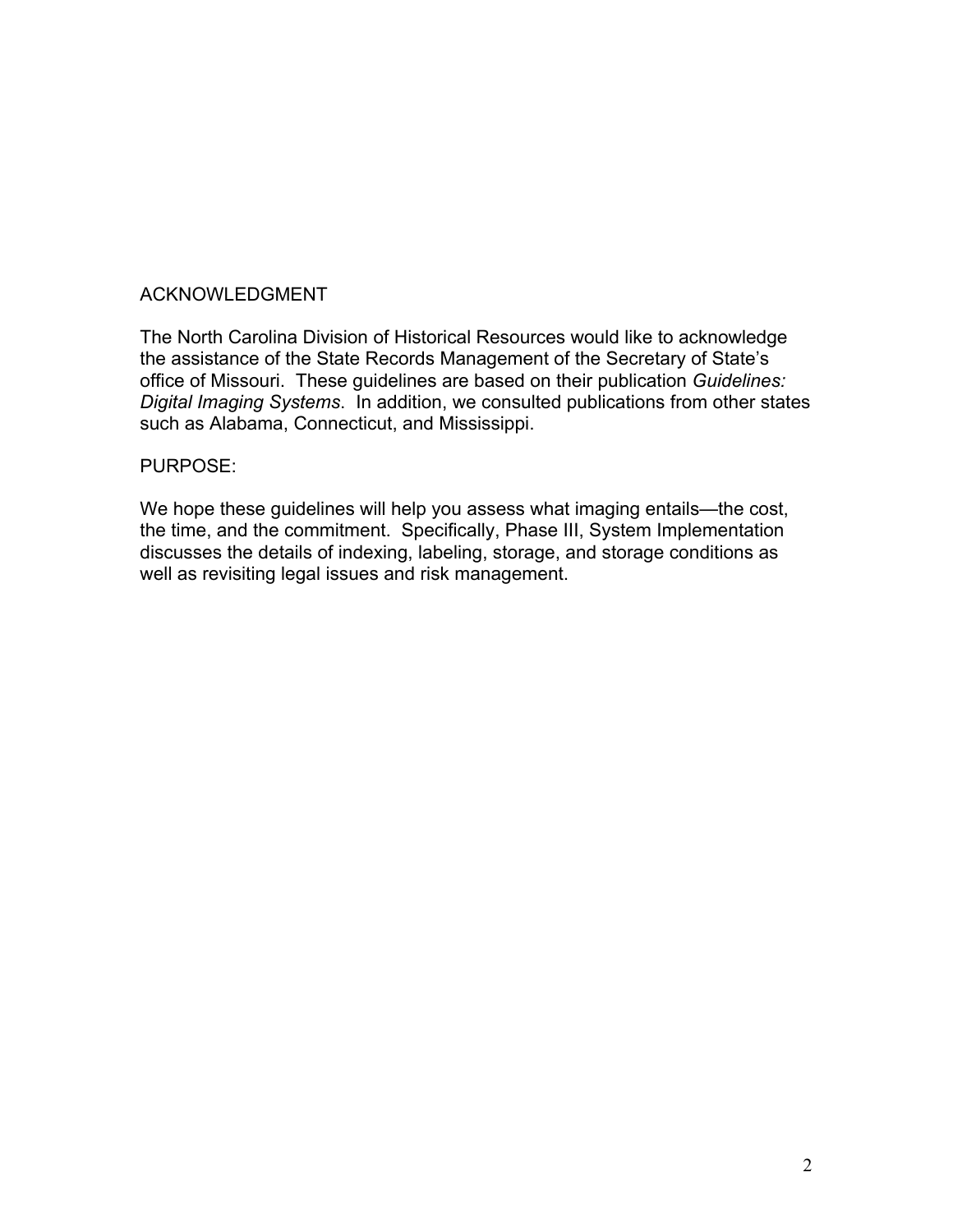## ACKNOWLEDGMENT

The North Carolina Division of Historical Resources would like to acknowledge the assistance of the State Records Management of the Secretary of State's office of Missouri. These guidelines are based on their publication *Guidelines: Digital Imaging Systems*. In addition, we consulted publications from other states such as Alabama, Connecticut, and Mississippi.

## PURPOSE:

We hope these guidelines will help you assess what imaging entails—the cost, the time, and the commitment. Specifically, Phase III, System Implementation discusses the details of indexing, labeling, storage, and storage conditions as well as revisiting legal issues and risk management.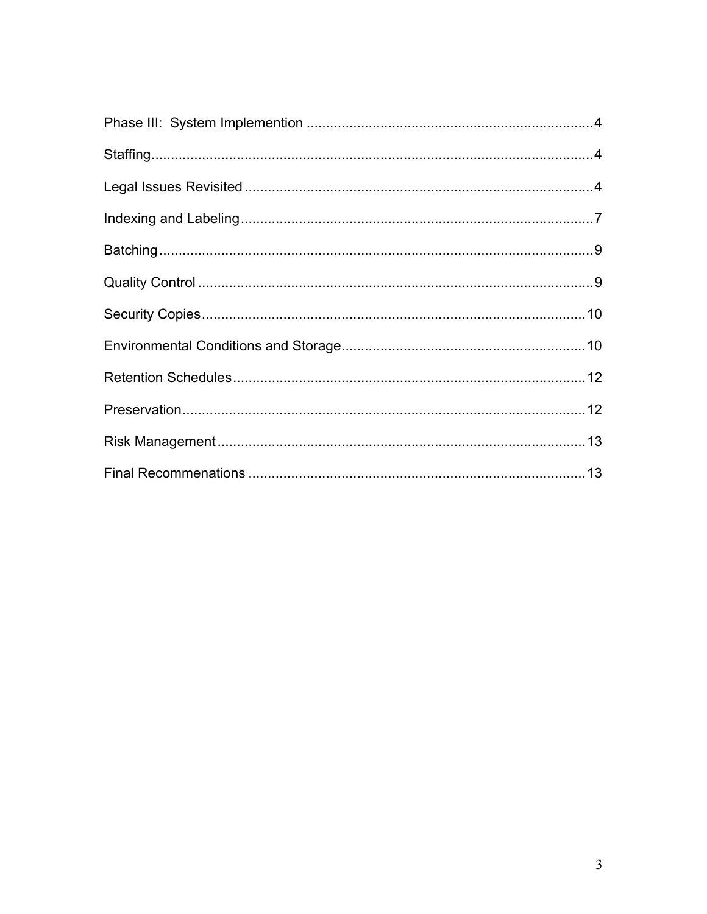Phase III: System Implemention ........................................................................4

Staffing........................................................................................................4

Legal Issues Revisited ...............................................................................4

Indexing and Labeling.................................................................................7

Batching.......................................................................................................9

Quality Control ............................................................................................9

Security Copies.........................................................................................10

Environmental Conditions and Storage.....................................................10

Retention Schedules.................................................................................12

Preservation..............................................................................................12

Risk Management.....................................................................................13

Final Recommenations ............................................................................13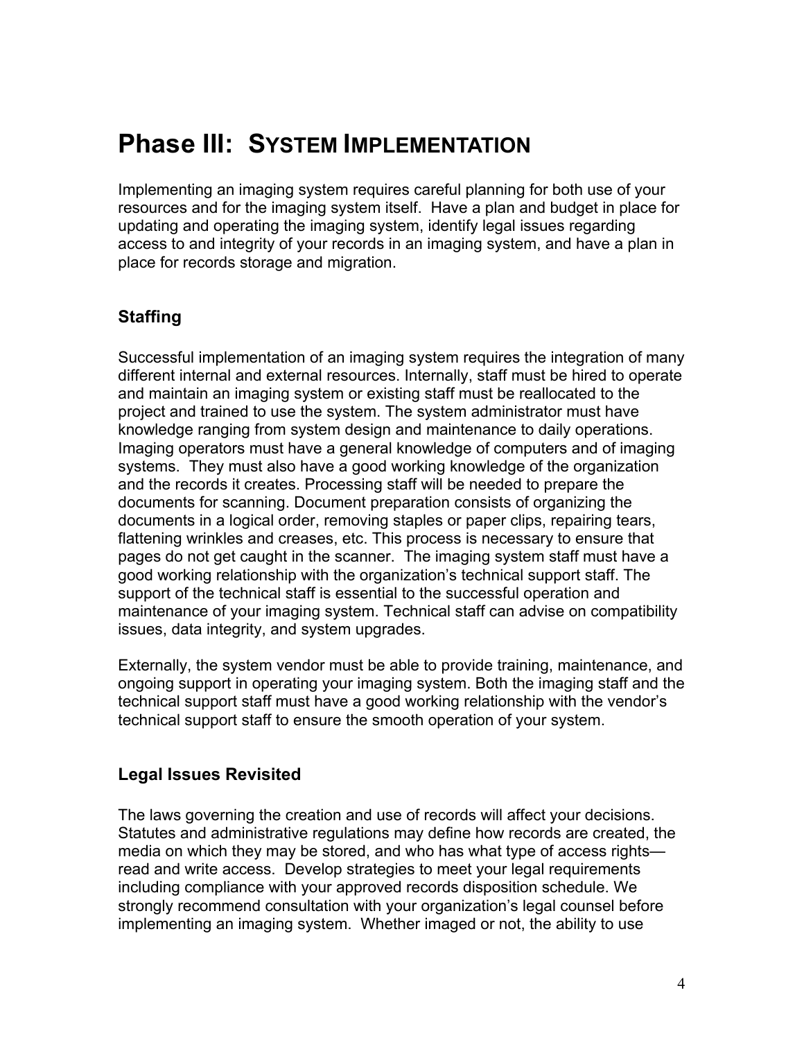# Phase III: SYSTEM IMPLEMENTATION

Implementing an imaging system requires careful planning for both use of your resources and for the imaging system itself. Have a plan and budget in place for updating and operating the imaging system, identify legal issues regarding access to and integrity of your records in an imaging system, and have a plan in place for records storage and migration.

## Staffing

Successful implementation of an imaging system requires the integration of many different internal and external resources. Internally, staff must be hired to operate and maintain an imaging system or existing staff must be reallocated to the project and trained to use the system. The system administrator must have knowledge ranging from system design and maintenance to daily operations. Imaging operators must have a general knowledge of computers and of imaging systems. They must also have a good working knowledge of the organization and the records it creates. Processing staff will be needed to prepare the documents for scanning. Document preparation consists of organizing the documents in a logical order, removing staples or paper clips, repairing tears, flattening wrinkles and creases, etc. This process is necessary to ensure that pages do not get caught in the scanner. The imaging system staff must have a good working relationship with the organization's technical support staff. The support of the technical staff is essential to the successful operation and maintenance of your imaging system. Technical staff can advise on compatibility issues, data integrity, and system upgrades.

Externally, the system vendor must be able to provide training, maintenance, and ongoing support in operating your imaging system. Both the imaging staff and the technical support staff must have a good working relationship with the vendor's technical support staff to ensure the smooth operation of your system.

## Legal Issues Revisited

The laws governing the creation and use of records will affect your decisions. Statutes and administrative regulations may define how records are created, the media on which they may be stored, and who has what type of access rights—read and write access. Develop strategies to meet your legal requirements including compliance with your approved records disposition schedule. We strongly recommend consultation with your organization's legal counsel before implementing an imaging system. Whether imaged or not, the ability to use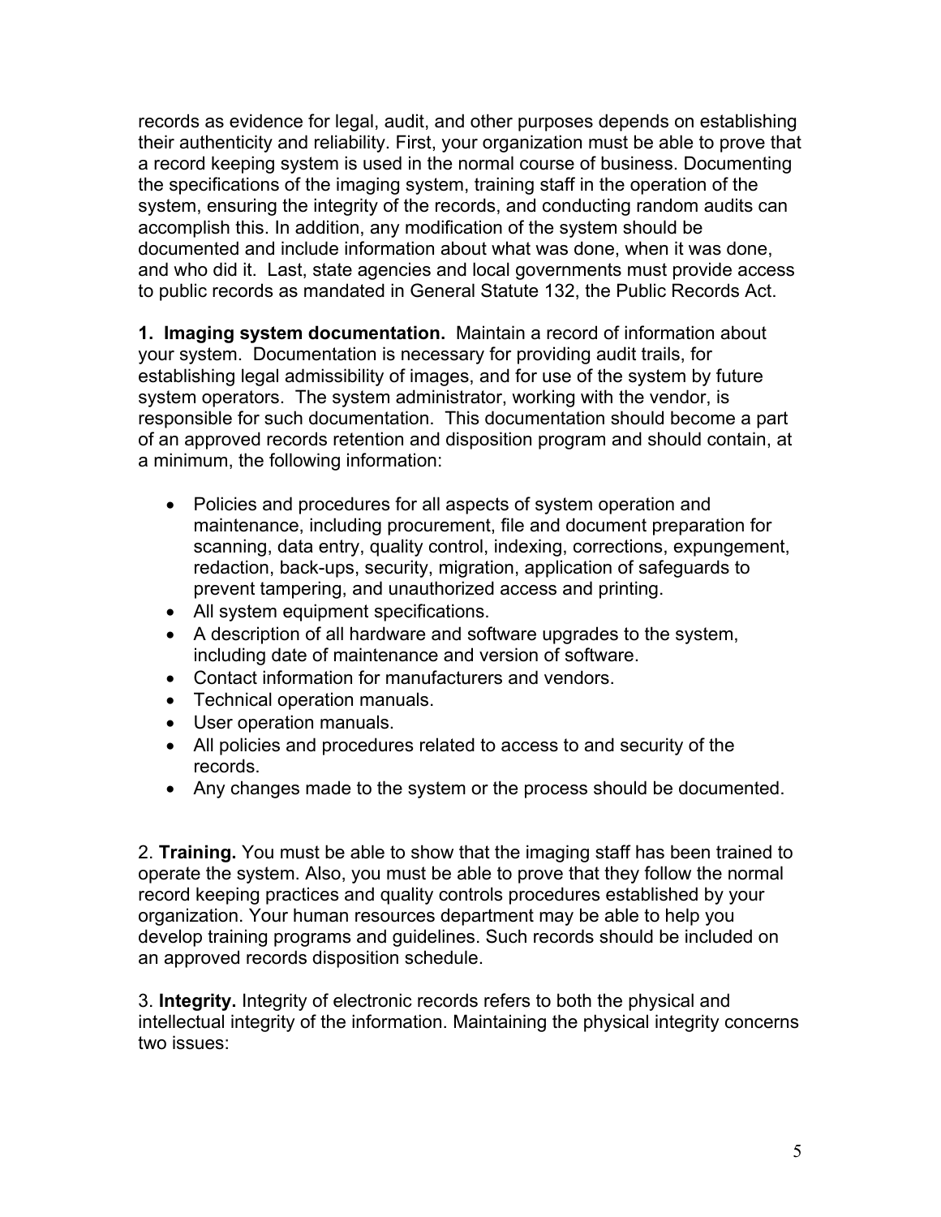records as evidence for legal, audit, and other purposes depends on establishing their authenticity and reliability. First, your organization must be able to prove that a record keeping system is used in the normal course of business. Documenting the specifications of the imaging system, training staff in the operation of the system, ensuring the integrity of the records, and conducting random audits can accomplish this. In addition, any modification of the system should be documented and include information about what was done, when it was done, and who did it. Last, state agencies and local governments must provide access to public records as mandated in General Statute 132, the Public Records Act.

**1. Imaging system documentation.** Maintain a record of information about your system. Documentation is necessary for providing audit trails, for establishing legal admissibility of images, and for use of the system by future system operators. The system administrator, working with the vendor, is responsible for such documentation. This documentation should become a part of an approved records retention and disposition program and should contain, at a minimum, the following information:

- Policies and procedures for all aspects of system operation and maintenance, including procurement, file and document preparation for scanning, data entry, quality control, indexing, corrections, expungement, redaction, back-ups, security, migration, application of safeguards to prevent tampering, and unauthorized access and printing.
- All system equipment specifications.
- A description of all hardware and software upgrades to the system, including date of maintenance and version of software.
- Contact information for manufacturers and vendors.
- Technical operation manuals.
- User operation manuals.
- All policies and procedures related to access to and security of the records.
- Any changes made to the system or the process should be documented.

2. **Training.** You must be able to show that the imaging staff has been trained to operate the system. Also, you must be able to prove that they follow the normal record keeping practices and quality controls procedures established by your organization. Your human resources department may be able to help you develop training programs and guidelines. Such records should be included on an approved records disposition schedule.

3. **Integrity.** Integrity of electronic records refers to both the physical and intellectual integrity of the information. Maintaining the physical integrity concerns two issues: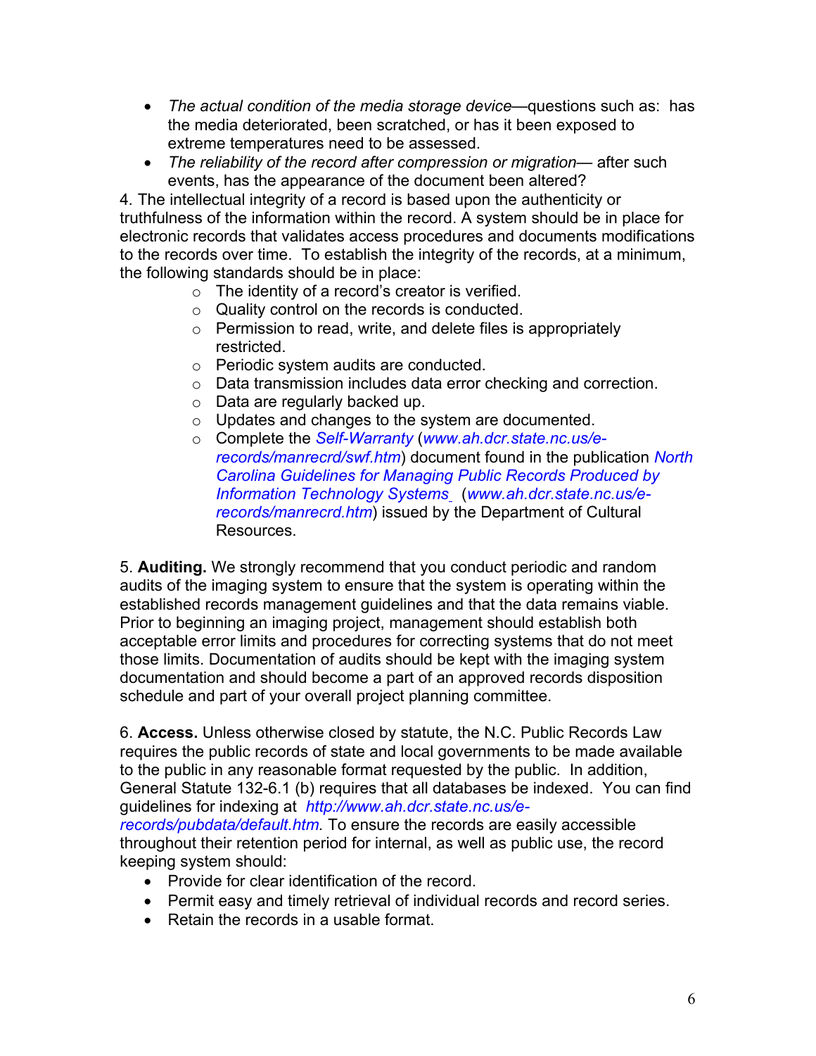- *The actual condition of the media storage device*—questions such as: has the media deteriorated, been scratched, or has it been exposed to extreme temperatures need to be assessed.
- *The reliability of the record after compression or migration*— after such events, has the appearance of the document been altered?

4. The intellectual integrity of a record is based upon the authenticity or truthfulness of the information within the record. A system should be in place for electronic records that validates access procedures and documents modifications to the records over time. To establish the integrity of the records, at a minimum, the following standards should be in place:
    - The identity of a record's creator is verified.
    - Quality control on the records is conducted.
    - Permission to read, write, and delete files is appropriately restricted.
    - Periodic system audits are conducted.
    - Data transmission includes data error checking and correction.
    - Data are regularly backed up.
    - Updates and changes to the system are documented.
    - Complete the *Self-Warranty* (*www.ah.dcr.state.nc.us/e-records/manrecrd/swf.htm*) document found in the publication *North Carolina Guidelines for Managing Public Records Produced by Information Technology Systems* (*www.ah.dcr.state.nc.us/e-records/manrecrd.htm*) issued by the Department of Cultural Resources.

5. **Auditing.** We strongly recommend that you conduct periodic and random audits of the imaging system to ensure that the system is operating within the established records management guidelines and that the data remains viable. Prior to beginning an imaging project, management should establish both acceptable error limits and procedures for correcting systems that do not meet those limits. Documentation of audits should be kept with the imaging system documentation and should become a part of an approved records disposition schedule and part of your overall project planning committee.

6. **Access.** Unless otherwise closed by statute, the N.C. Public Records Law requires the public records of state and local governments to be made available to the public in any reasonable format requested by the public. In addition, General Statute 132-6.1 (b) requires that all databases be indexed. You can find guidelines for indexing at *http://www.ah.dcr.state.nc.us/e-records/pubdata/default.htm.* To ensure the records are easily accessible throughout their retention period for internal, as well as public use, the record keeping system should:
    - Provide for clear identification of the record.
    - Permit easy and timely retrieval of individual records and record series.
    - Retain the records in a usable format.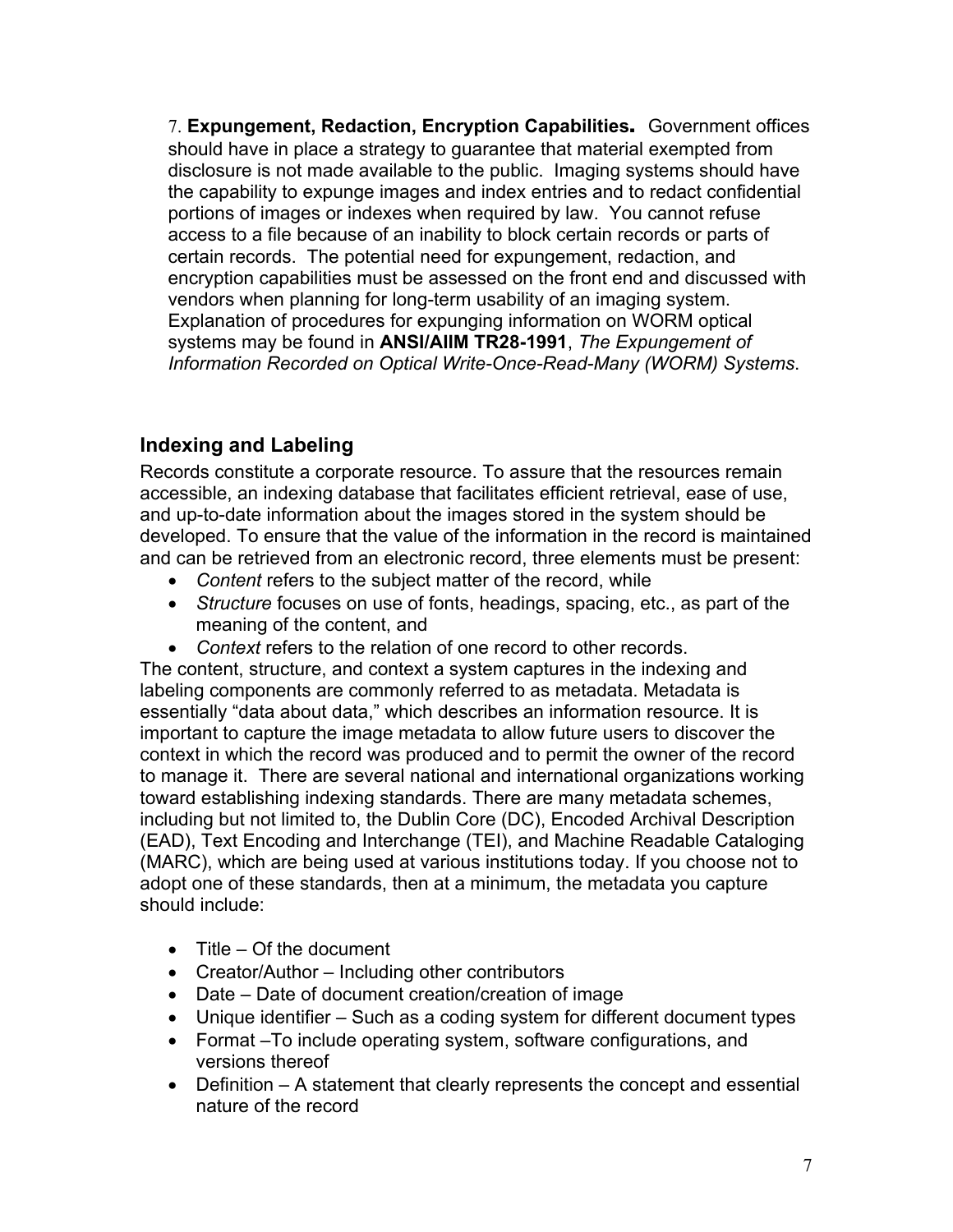7. **Expungement, Redaction, Encryption Capabilities.** Government offices should have in place a strategy to guarantee that material exempted from disclosure is not made available to the public. Imaging systems should have the capability to expunge images and index entries and to redact confidential portions of images or indexes when required by law. You cannot refuse access to a file because of an inability to block certain records or parts of certain records. The potential need for expungement, redaction, and encryption capabilities must be assessed on the front end and discussed with vendors when planning for long-term usability of an imaging system. Explanation of procedures for expunging information on WORM optical systems may be found in **ANSI/AIIM TR28-1991**, *The Expungement of Information Recorded on Optical Write-Once-Read-Many (WORM) Systems*.

## Indexing and Labeling

Records constitute a corporate resource. To assure that the resources remain accessible, an indexing database that facilitates efficient retrieval, ease of use, and up-to-date information about the images stored in the system should be developed. To ensure that the value of the information in the record is maintained and can be retrieved from an electronic record, three elements must be present:

- *Content* refers to the subject matter of the record, while
- *Structure* focuses on use of fonts, headings, spacing, etc., as part of the meaning of the content, and
- *Context* refers to the relation of one record to other records.

The content, structure, and context a system captures in the indexing and labeling components are commonly referred to as metadata. Metadata is essentially "data about data," which describes an information resource. It is important to capture the image metadata to allow future users to discover the context in which the record was produced and to permit the owner of the record to manage it. There are several national and international organizations working toward establishing indexing standards. There are many metadata schemes, including but not limited to, the Dublin Core (DC), Encoded Archival Description (EAD), Text Encoding and Interchange (TEI), and Machine Readable Cataloging (MARC), which are being used at various institutions today. If you choose not to adopt one of these standards, then at a minimum, the metadata you capture should include:

- Title – Of the document
- Creator/Author – Including other contributors
- Date – Date of document creation/creation of image
- Unique identifier – Such as a coding system for different document types
- Format –To include operating system, software configurations, and versions thereof
- Definition – A statement that clearly represents the concept and essential nature of the record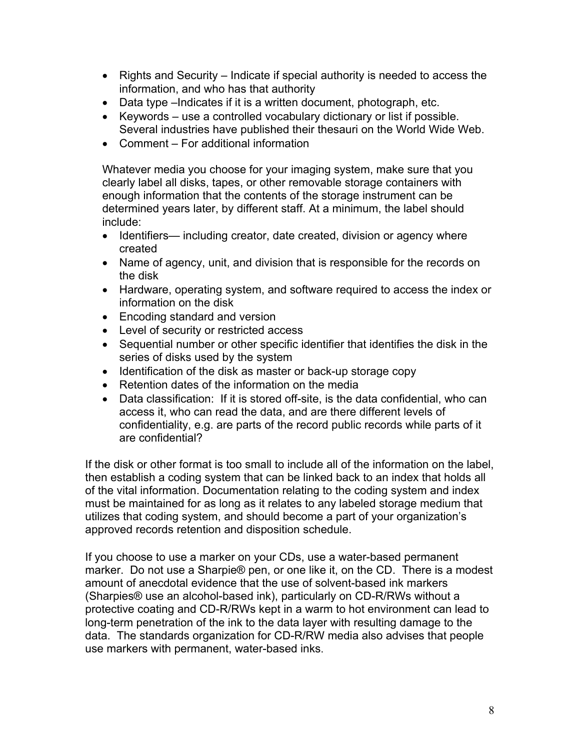- Rights and Security – Indicate if special authority is needed to access the information, and who has that authority
- Data type –Indicates if it is a written document, photograph, etc.
- Keywords – use a controlled vocabulary dictionary or list if possible. Several industries have published their thesauri on the World Wide Web.
- Comment – For additional information

Whatever media you choose for your imaging system, make sure that you clearly label all disks, tapes, or other removable storage containers with enough information that the contents of the storage instrument can be determined years later, by different staff. At a minimum, the label should include:

- Identifiers— including creator, date created, division or agency where created
- Name of agency, unit, and division that is responsible for the records on the disk
- Hardware, operating system, and software required to access the index or information on the disk
- Encoding standard and version
- Level of security or restricted access
- Sequential number or other specific identifier that identifies the disk in the series of disks used by the system
- Identification of the disk as master or back-up storage copy
- Retention dates of the information on the media
- Data classification: If it is stored off-site, is the data confidential, who can access it, who can read the data, and are there different levels of confidentiality, e.g. are parts of the record public records while parts of it are confidential?

If the disk or other format is too small to include all of the information on the label, then establish a coding system that can be linked back to an index that holds all of the vital information. Documentation relating to the coding system and index must be maintained for as long as it relates to any labeled storage medium that utilizes that coding system, and should become a part of your organization's approved records retention and disposition schedule.

If you choose to use a marker on your CDs, use a water-based permanent marker. Do not use a Sharpie® pen, or one like it, on the CD. There is a modest amount of anecdotal evidence that the use of solvent-based ink markers (Sharpies® use an alcohol-based ink), particularly on CD-R/RWs without a protective coating and CD-R/RWs kept in a warm to hot environment can lead to long-term penetration of the ink to the data layer with resulting damage to the data. The standards organization for CD-R/RW media also advises that people use markers with permanent, water-based inks.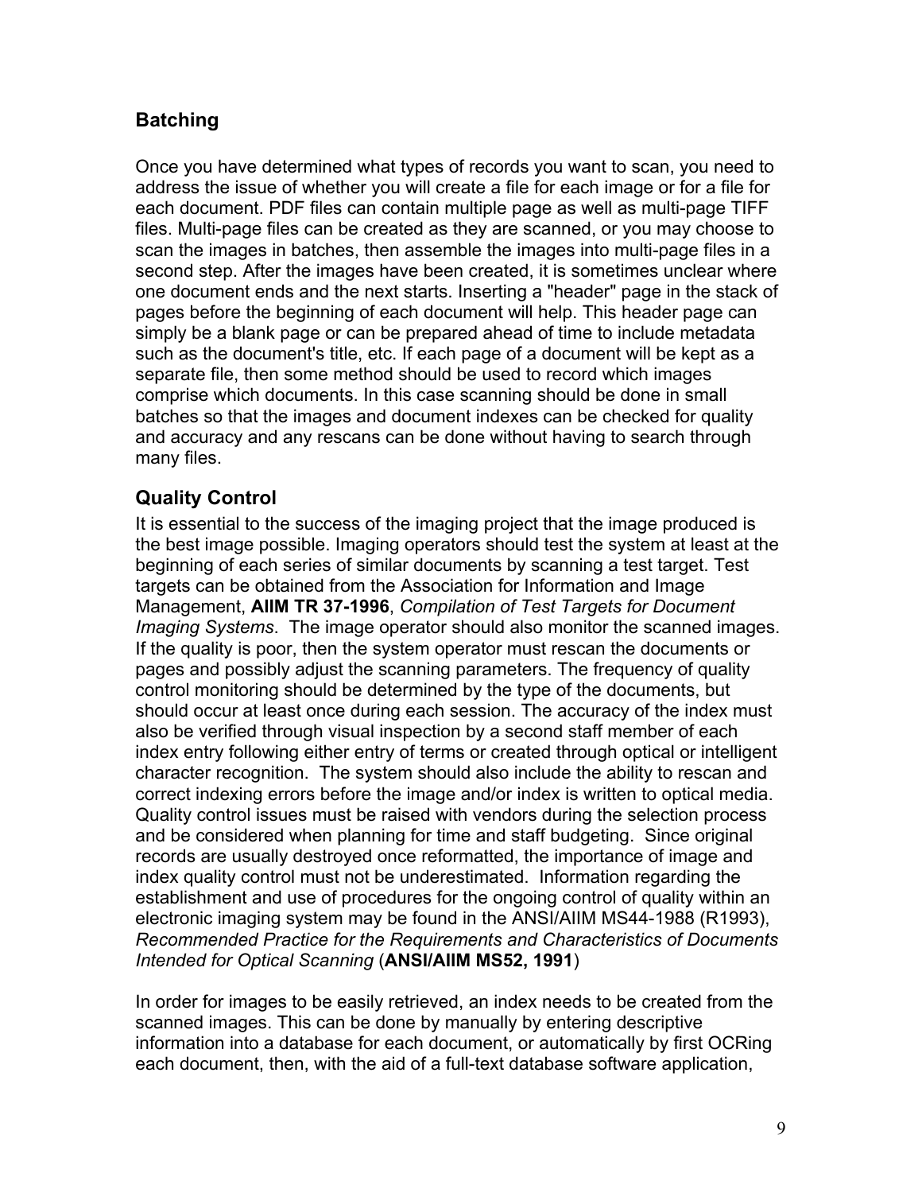## Batching

Once you have determined what types of records you want to scan, you need to address the issue of whether you will create a file for each image or for a file for each document. PDF files can contain multiple page as well as multi-page TIFF files. Multi-page files can be created as they are scanned, or you may choose to scan the images in batches, then assemble the images into multi-page files in a second step. After the images have been created, it is sometimes unclear where one document ends and the next starts. Inserting a "header" page in the stack of pages before the beginning of each document will help. This header page can simply be a blank page or can be prepared ahead of time to include metadata such as the document's title, etc. If each page of a document will be kept as a separate file, then some method should be used to record which images comprise which documents. In this case scanning should be done in small batches so that the images and document indexes can be checked for quality and accuracy and any rescans can be done without having to search through many files.

## Quality Control

It is essential to the success of the imaging project that the image produced is the best image possible. Imaging operators should test the system at least at the beginning of each series of similar documents by scanning a test target. Test targets can be obtained from the Association for Information and Image Management, **AIIM TR 37-1996**, *Compilation of Test Targets for Document Imaging Systems*. The image operator should also monitor the scanned images. If the quality is poor, then the system operator must rescan the documents or pages and possibly adjust the scanning parameters. The frequency of quality control monitoring should be determined by the type of the documents, but should occur at least once during each session. The accuracy of the index must also be verified through visual inspection by a second staff member of each index entry following either entry of terms or created through optical or intelligent character recognition. The system should also include the ability to rescan and correct indexing errors before the image and/or index is written to optical media. Quality control issues must be raised with vendors during the selection process and be considered when planning for time and staff budgeting. Since original records are usually destroyed once reformatted, the importance of image and index quality control must not be underestimated. Information regarding the establishment and use of procedures for the ongoing control of quality within an electronic imaging system may be found in the ANSI/AIIM MS44-1988 (R1993), *Recommended Practice for the Requirements and Characteristics of Documents Intended for Optical Scanning* (**ANSI/AIIM MS52, 1991**)

In order for images to be easily retrieved, an index needs to be created from the scanned images. This can be done by manually by entering descriptive information into a database for each document, or automatically by first OCRing each document, then, with the aid of a full-text database software application,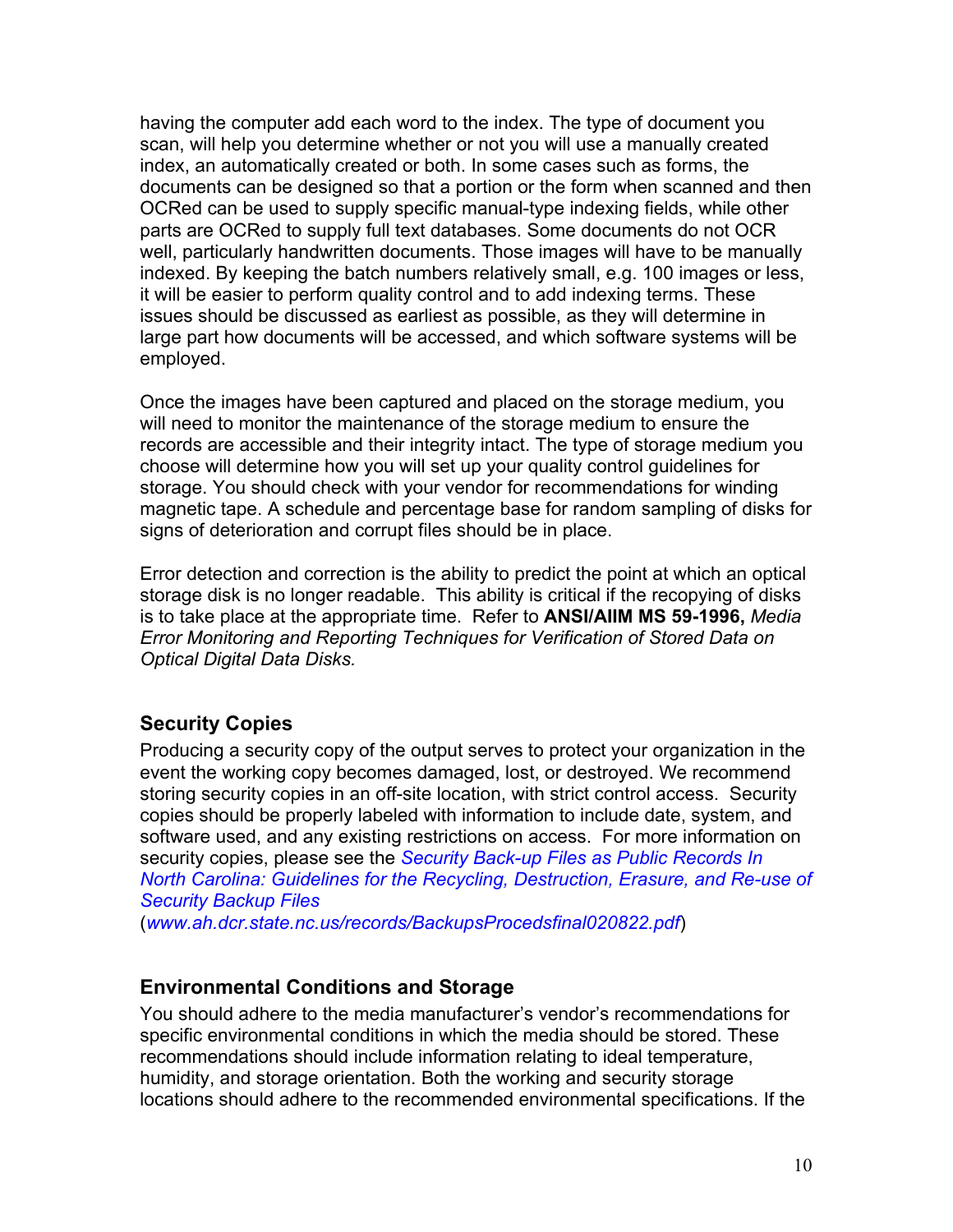having the computer add each word to the index. The type of document you scan, will help you determine whether or not you will use a manually created index, an automatically created or both. In some cases such as forms, the documents can be designed so that a portion or the form when scanned and then OCRed can be used to supply specific manual-type indexing fields, while other parts are OCRed to supply full text databases. Some documents do not OCR well, particularly handwritten documents. Those images will have to be manually indexed. By keeping the batch numbers relatively small, e.g. 100 images or less, it will be easier to perform quality control and to add indexing terms. These issues should be discussed as earliest as possible, as they will determine in large part how documents will be accessed, and which software systems will be employed.

Once the images have been captured and placed on the storage medium, you will need to monitor the maintenance of the storage medium to ensure the records are accessible and their integrity intact. The type of storage medium you choose will determine how you will set up your quality control guidelines for storage. You should check with your vendor for recommendations for winding magnetic tape. A schedule and percentage base for random sampling of disks for signs of deterioration and corrupt files should be in place.

Error detection and correction is the ability to predict the point at which an optical storage disk is no longer readable. This ability is critical if the recopying of disks is to take place at the appropriate time. Refer to **ANSI/AIIM MS 59-1996,** *Media Error Monitoring and Reporting Techniques for Verification of Stored Data on Optical Digital Data Disks.*

## Security Copies

Producing a security copy of the output serves to protect your organization in the event the working copy becomes damaged, lost, or destroyed. We recommend storing security copies in an off-site location, with strict control access. Security copies should be properly labeled with information to include date, system, and software used, and any existing restrictions on access. For more information on security copies, please see the *Security Back-up Files as Public Records In North Carolina: Guidelines for the Recycling, Destruction, Erasure, and Re-use of Security Backup Files* (*www.ah.dcr.state.nc.us/records/BackupsProcedsfinal020822.pdf*)

## Environmental Conditions and Storage

You should adhere to the media manufacturer's vendor's recommendations for specific environmental conditions in which the media should be stored. These recommendations should include information relating to ideal temperature, humidity, and storage orientation. Both the working and security storage locations should adhere to the recommended environmental specifications. If the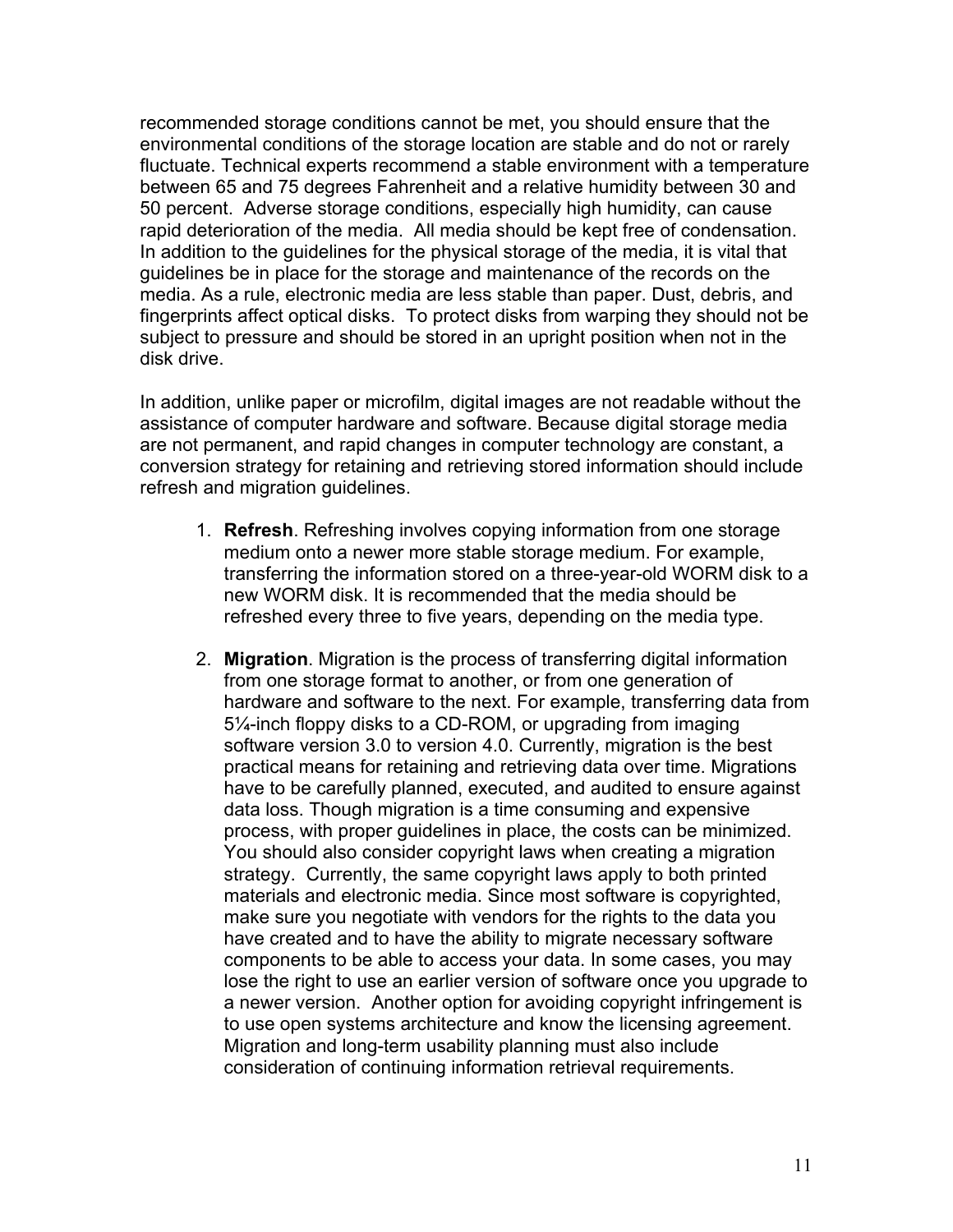recommended storage conditions cannot be met, you should ensure that the environmental conditions of the storage location are stable and do not or rarely fluctuate. Technical experts recommend a stable environment with a temperature between 65 and 75 degrees Fahrenheit and a relative humidity between 30 and 50 percent. Adverse storage conditions, especially high humidity, can cause rapid deterioration of the media. All media should be kept free of condensation. In addition to the guidelines for the physical storage of the media, it is vital that guidelines be in place for the storage and maintenance of the records on the media. As a rule, electronic media are less stable than paper. Dust, debris, and fingerprints affect optical disks. To protect disks from warping they should not be subject to pressure and should be stored in an upright position when not in the disk drive.

In addition, unlike paper or microfilm, digital images are not readable without the assistance of computer hardware and software. Because digital storage media are not permanent, and rapid changes in computer technology are constant, a conversion strategy for retaining and retrieving stored information should include refresh and migration guidelines.

1. **Refresh**. Refreshing involves copying information from one storage medium onto a newer more stable storage medium. For example, transferring the information stored on a three-year-old WORM disk to a new WORM disk. It is recommended that the media should be refreshed every three to five years, depending on the media type.

2. **Migration**. Migration is the process of transferring digital information from one storage format to another, or from one generation of hardware and software to the next. For example, transferring data from 5¼-inch floppy disks to a CD-ROM, or upgrading from imaging software version 3.0 to version 4.0. Currently, migration is the best practical means for retaining and retrieving data over time. Migrations have to be carefully planned, executed, and audited to ensure against data loss. Though migration is a time consuming and expensive process, with proper guidelines in place, the costs can be minimized. You should also consider copyright laws when creating a migration strategy. Currently, the same copyright laws apply to both printed materials and electronic media. Since most software is copyrighted, make sure you negotiate with vendors for the rights to the data you have created and to have the ability to migrate necessary software components to be able to access your data. In some cases, you may lose the right to use an earlier version of software once you upgrade to a newer version. Another option for avoiding copyright infringement is to use open systems architecture and know the licensing agreement. Migration and long-term usability planning must also include consideration of continuing information retrieval requirements.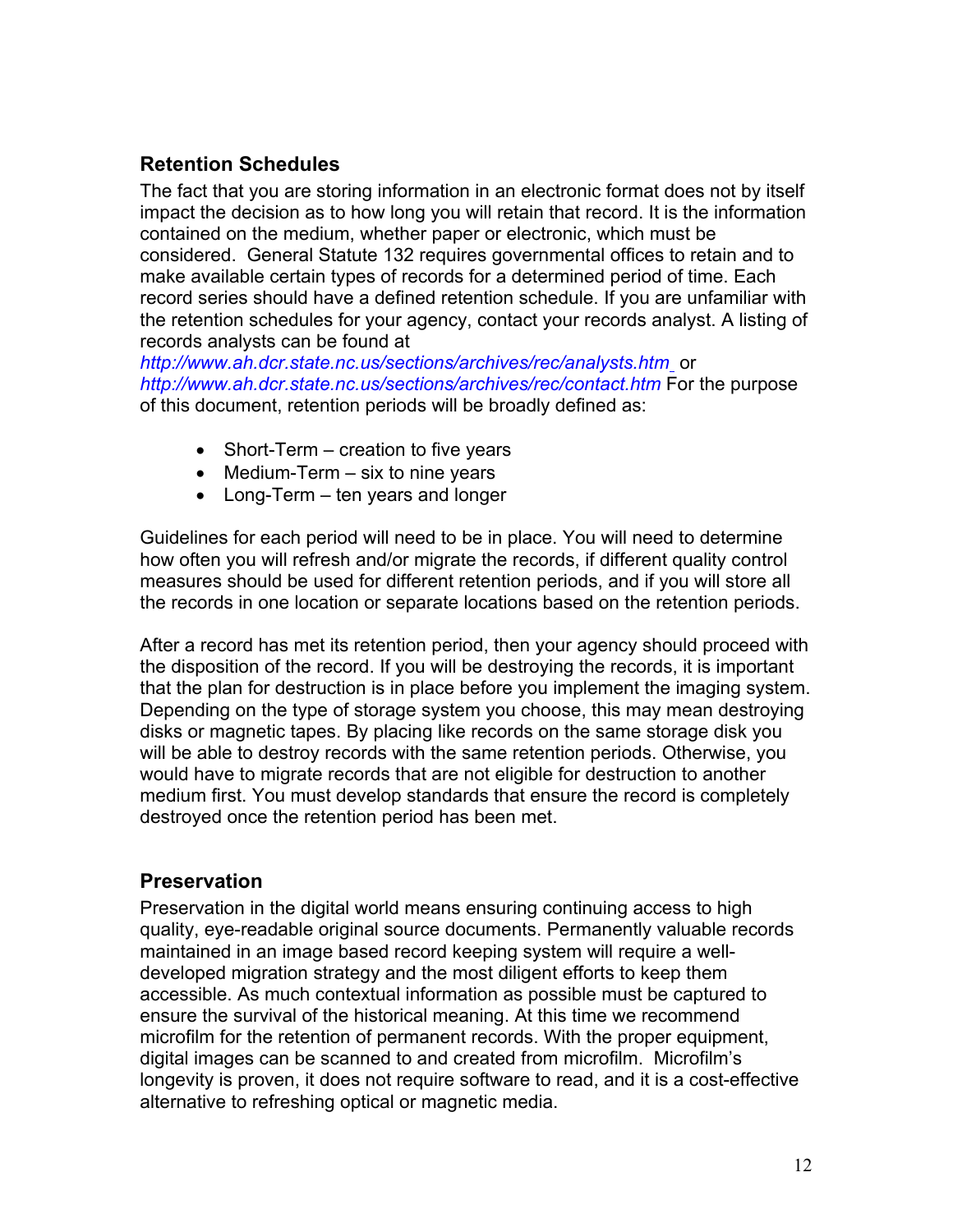## Retention Schedules

The fact that you are storing information in an electronic format does not by itself impact the decision as to how long you will retain that record. It is the information contained on the medium, whether paper or electronic, which must be considered. General Statute 132 requires governmental offices to retain and to make available certain types of records for a determined period of time. Each record series should have a defined retention schedule. If you are unfamiliar with the retention schedules for your agency, contact your records analyst. A listing of records analysts can be found at *http://www.ah.dcr.state.nc.us/sections/archives/rec/analysts.htm* or *http://www.ah.dcr.state.nc.us/sections/archives/rec/contact.htm* For the purpose of this document, retention periods will be broadly defined as:

- Short-Term – creation to five years
- Medium-Term – six to nine years
- Long-Term – ten years and longer

Guidelines for each period will need to be in place. You will need to determine how often you will refresh and/or migrate the records, if different quality control measures should be used for different retention periods, and if you will store all the records in one location or separate locations based on the retention periods.

After a record has met its retention period, then your agency should proceed with the disposition of the record. If you will be destroying the records, it is important that the plan for destruction is in place before you implement the imaging system. Depending on the type of storage system you choose, this may mean destroying disks or magnetic tapes. By placing like records on the same storage disk you will be able to destroy records with the same retention periods. Otherwise, you would have to migrate records that are not eligible for destruction to another medium first. You must develop standards that ensure the record is completely destroyed once the retention period has been met.

## Preservation

Preservation in the digital world means ensuring continuing access to high quality, eye-readable original source documents. Permanently valuable records maintained in an image based record keeping system will require a well-developed migration strategy and the most diligent efforts to keep them accessible. As much contextual information as possible must be captured to ensure the survival of the historical meaning. At this time we recommend microfilm for the retention of permanent records. With the proper equipment, digital images can be scanned to and created from microfilm. Microfilm's longevity is proven, it does not require software to read, and it is a cost-effective alternative to refreshing optical or magnetic media.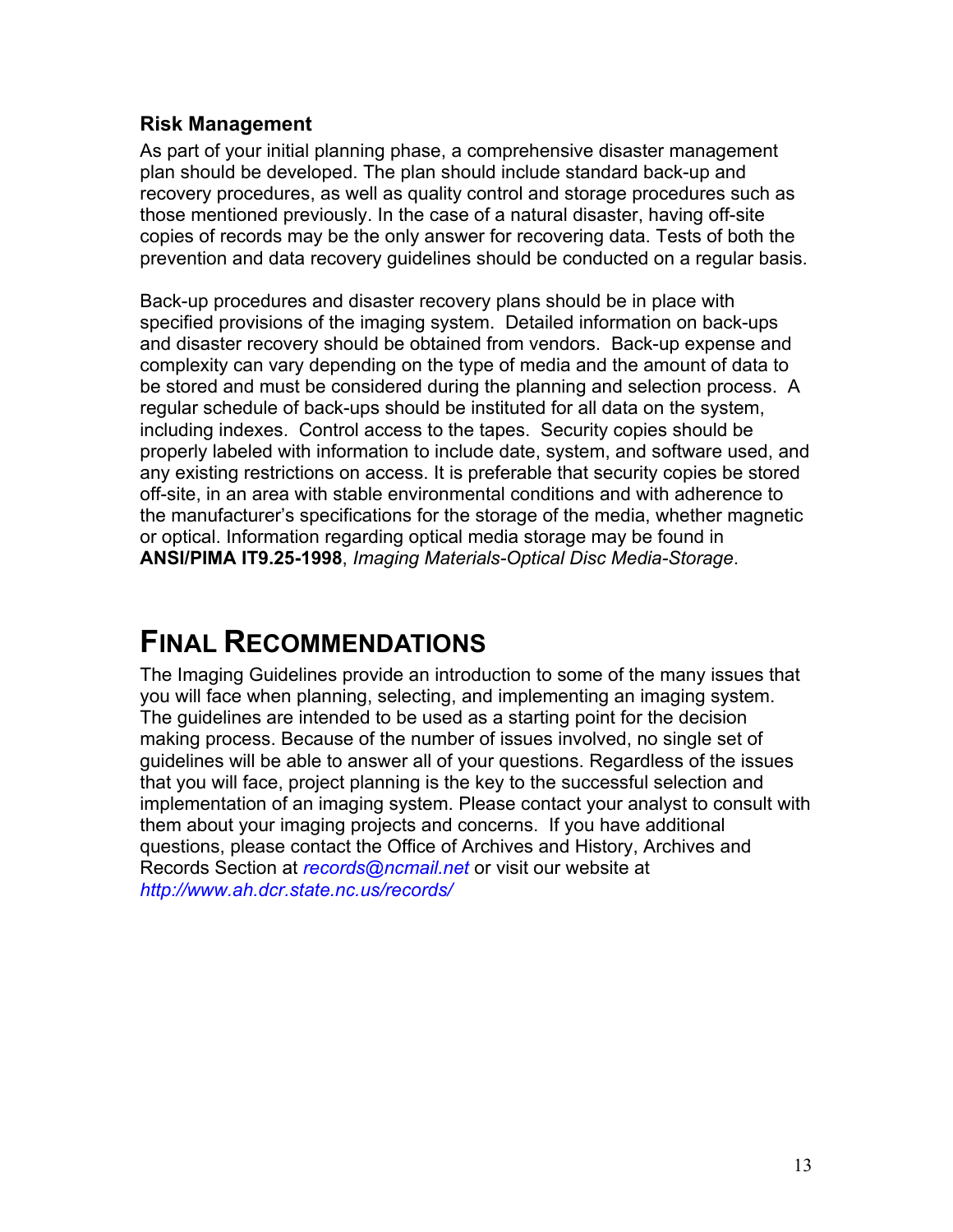### Risk Management

As part of your initial planning phase, a comprehensive disaster management plan should be developed. The plan should include standard back-up and recovery procedures, as well as quality control and storage procedures such as those mentioned previously. In the case of a natural disaster, having off-site copies of records may be the only answer for recovering data. Tests of both the prevention and data recovery guidelines should be conducted on a regular basis.

Back-up procedures and disaster recovery plans should be in place with specified provisions of the imaging system. Detailed information on back-ups and disaster recovery should be obtained from vendors. Back-up expense and complexity can vary depending on the type of media and the amount of data to be stored and must be considered during the planning and selection process. A regular schedule of back-ups should be instituted for all data on the system, including indexes. Control access to the tapes. Security copies should be properly labeled with information to include date, system, and software used, and any existing restrictions on access. It is preferable that security copies be stored off-site, in an area with stable environmental conditions and with adherence to the manufacturer's specifications for the storage of the media, whether magnetic or optical. Information regarding optical media storage may be found in **ANSI/PIMA IT9.25-1998**, *Imaging Materials-Optical Disc Media-Storage*.

# Final Recommendations

The Imaging Guidelines provide an introduction to some of the many issues that you will face when planning, selecting, and implementing an imaging system. The guidelines are intended to be used as a starting point for the decision making process. Because of the number of issues involved, no single set of guidelines will be able to answer all of your questions. Regardless of the issues that you will face, project planning is the key to the successful selection and implementation of an imaging system. Please contact your analyst to consult with them about your imaging projects and concerns. If you have additional questions, please contact the Office of Archives and History, Archives and Records Section at *records@ncmail.net* or visit our website at *http://www.ah.dcr.state.nc.us/records/*